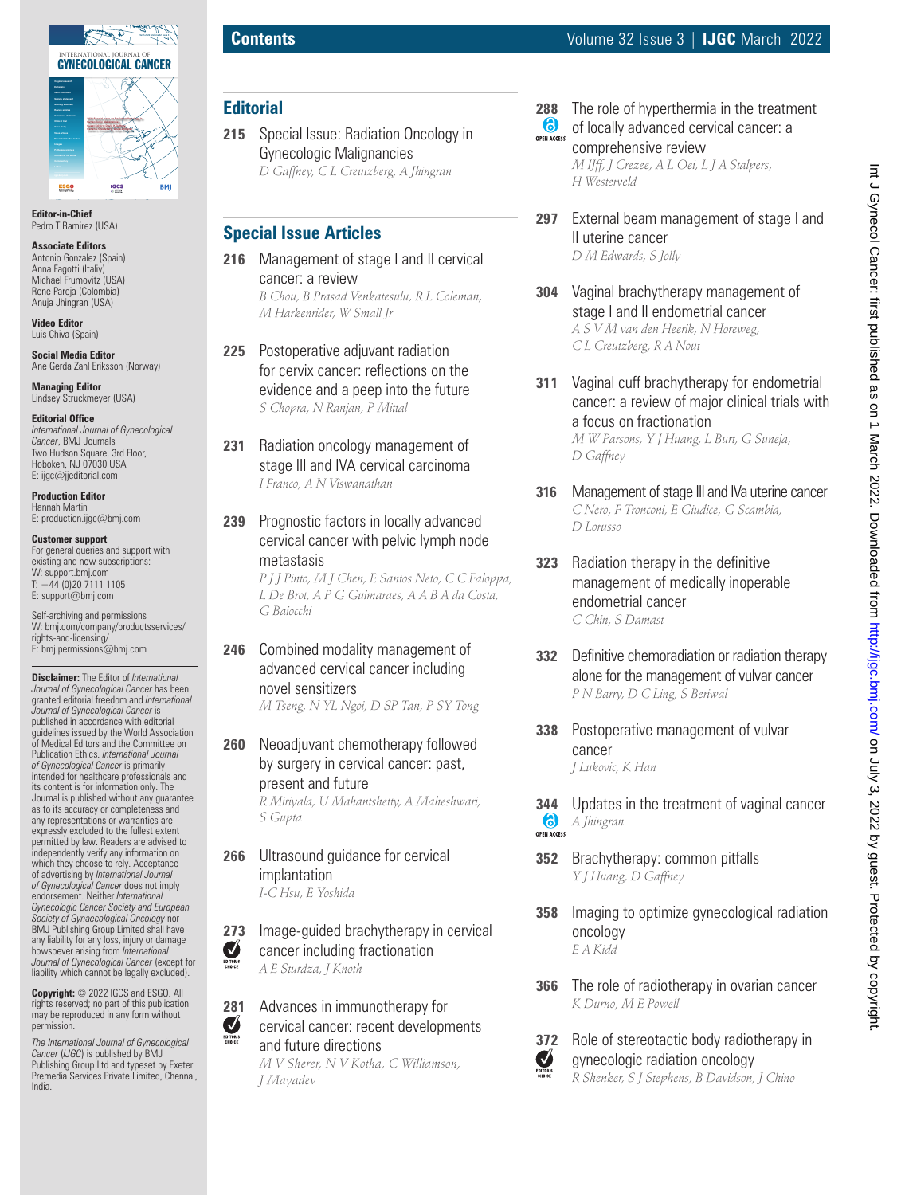# Contents

## Editorial

**215** Special Issue: Radiation Oncology in Gynecologic Malignancies
*D Gaffney, C L Creutzberg, A Jhingran*

## Special Issue Articles

**216** Management of stage I and II cervical cancer: a review
*B Chou, B Prasad Venkatesulu, R L Coleman, M Harkenrider, W Small Jr*

**225** Postoperative adjuvant radiation for cervix cancer: reflections on the evidence and a peep into the future
*S Chopra, N Ranjan, P Mittal*

**231** Radiation oncology management of stage III and IVA cervical carcinoma
*I Franco, A N Viswanathan*

**239** Prognostic factors in locally advanced cervical cancer with pelvic lymph node metastasis
*P J J Pinto, M J Chen, E Santos Neto, C C Faloppa, L De Brot, A P G Guimaraes, A A B A da Costa, G Baiocchi*

**246** Combined modality management of advanced cervical cancer including novel sensitizers
*M Tseng, N YL Ngoi, D SP Tan, P SY Tong*

**260** Neoadjuvant chemotherapy followed by surgery in cervical cancer: past, present and future
*R Miriyala, U Mahantshetty, A Maheshwari, S Gupta*

**266** Ultrasound guidance for cervical implantation
*I-C Hsu, E Yoshida*

**273** Image-guided brachytherapy in cervical cancer including fractionation (Editor's Choice)
*A E Sturdza, J Knoth*

**281** Advances in immunotherapy for cervical cancer: recent developments and future directions (Editor's Choice)
*M V Sherer, N V Kotha, C Williamson, J Mayadev*

**288** The role of hyperthermia in the treatment of locally advanced cervical cancer: a comprehensive review (Open Access)
*M IJff, J Crezee, A L Oei, L J A Stalpers, H Westerveld*

**297** External beam management of stage I and II uterine cancer
*D M Edwards, S Jolly*

**304** Vaginal brachytherapy management of stage I and II endometrial cancer
*A S V M van den Heerik, N Horeweg, C L Creutzberg, R A Nout*

**311** Vaginal cuff brachytherapy for endometrial cancer: a review of major clinical trials with a focus on fractionation
*M W Parsons, Y J Huang, L Burt, G Suneja, D Gaffney*

**316** Management of stage III and IVa uterine cancer
*C Nero, F Tronconi, E Giudice, G Scambia, D Lorusso*

**323** Radiation therapy in the definitive management of medically inoperable endometrial cancer
*C Chin, S Damast*

**332** Definitive chemoradiation or radiation therapy alone for the management of vulvar cancer
*P N Barry, D C Ling, S Beriwal*

**338** Postoperative management of vulvar cancer
*J Lukovic, K Han*

**344** Updates in the treatment of vaginal cancer (Open Access)
*A Jhingran*

**352** Brachytherapy: common pitfalls
*Y J Huang, D Gaffney*

**358** Imaging to optimize gynecological radiation oncology
*E A Kidd*

**366** The role of radiotherapy in ovarian cancer
*K Durno, M E Powell*

**372** Role of stereotactic body radiotherapy in gynecologic radiation oncology (Editor's Choice)
*R Shenker, S J Stephens, B Davidson, J Chino*

---

**Editor-in-Chief**
Pedro T Ramirez (USA)

**Associate Editors**
Antonio Gonzalez (Spain)
Anna Fagotti (Italiy)
Michael Frumovitz (USA)
Rene Pareja (Colombia)
Anuja Jhingran (USA)

**Video Editor**
Luis Chiva (Spain)

**Social Media Editor**
Ane Gerda Zahl Eriksson (Norway)

**Managing Editor**
Lindsey Struckmeyer (USA)

**Editorial Office**
*International Journal of Gynecological Cancer*, BMJ Journals
Two Hudson Square, 3rd Floor,
Hoboken, NJ 07030 USA
E: ijgc@jjeditorial.com

**Production Editor**
Hannah Martin
E: production.ijgc@bmj.com

**Customer support**
For general queries and support with existing and new subscriptions:
W: support.bmj.com
T: +44 (0)20 7111 1105
E: support@bmj.com

Self-archiving and permissions
W: bmj.com/company/productsservices/rights-and-licensing/
E: bmj.permissions@bmj.com

**Disclaimer:** The Editor of *International Journal of Gynecological Cancer* has been granted editorial freedom and *International Journal of Gynecological Cancer* is published in accordance with editorial guidelines issued by the World Association of Medical Editors and the Committee on Publication Ethics. *International Journal of Gynecological Cancer* is primarily intended for healthcare professionals and its content is for information only. The Journal is published without any guarantee as to its accuracy or completeness and any representations or warranties are expressly excluded to the fullest extent permitted by law. Readers are advised to independently verify any information on which they choose to rely. Acceptance of advertising by *International Journal of Gynecological Cancer* does not imply endorsement. Neither *International Gynecologic Cancer Society and European Society of Gynaecological Oncology* nor BMJ Publishing Group Limited shall have any liability for any loss, injury or damage howsoever arising from *International Journal of Gynecological Cancer* (except for liability which cannot be legally excluded).

**Copyright:** © 2022 IGCS and ESGO. All rights reserved; no part of this publication may be reproduced in any form without permission.

*The International Journal of Gynecological Cancer* (*IJGC*) is published by BMJ Publishing Group Ltd and typeset by Exeter Premedia Services Private Limited, Chennai, India.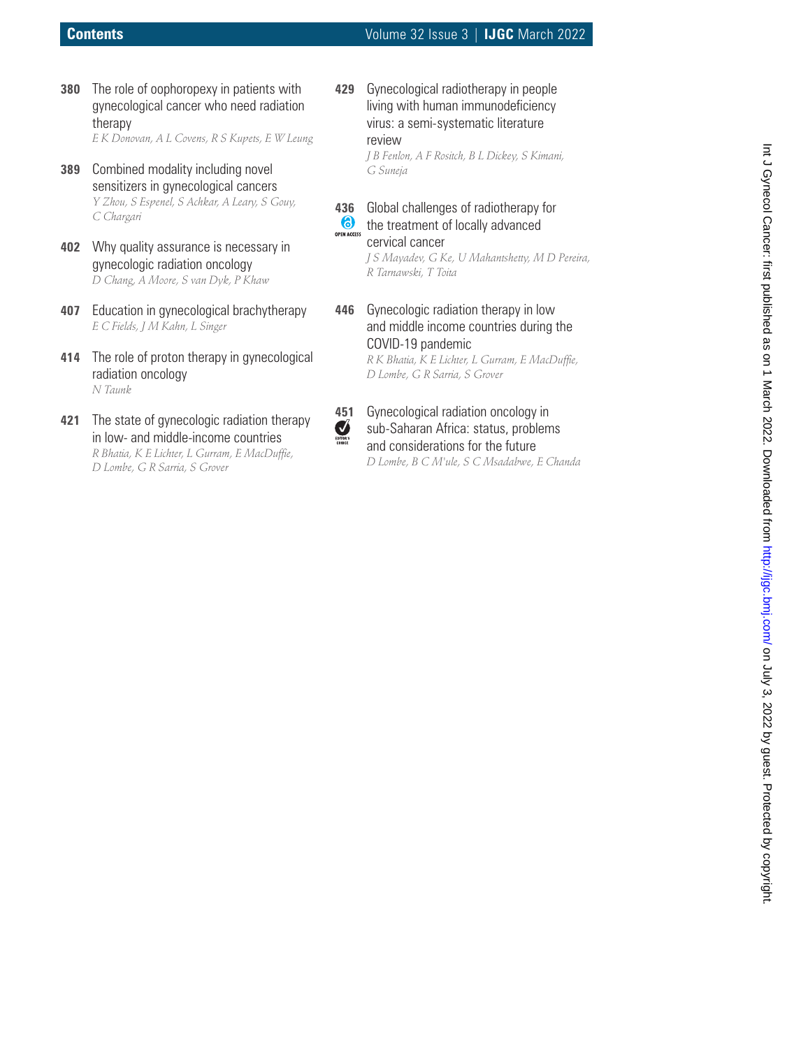## Contents

**380** The role of oophoropexy in patients with gynecological cancer who need radiation therapy
*E K Donovan, A L Covens, R S Kupets, E W Leung*

**389** Combined modality including novel sensitizers in gynecological cancers
*Y Zhou, S Espenel, S Achkar, A Leary, S Gouy, C Chargari*

**402** Why quality assurance is necessary in gynecologic radiation oncology
*D Chang, A Moore, S van Dyk, P Khaw*

**407** Education in gynecological brachytherapy
*E C Fields, J M Kahn, L Singer*

**414** The role of proton therapy in gynecological radiation oncology
*N Taunk*

**421** The state of gynecologic radiation therapy in low- and middle-income countries
*R Bhatia, K E Lichter, L Gurram, E MacDuffie, D Lombe, G R Sarria, S Grover*

**429** Gynecological radiotherapy in people living with human immunodeficiency virus: a semi-systematic literature review
*J B Fenlon, A F Rositch, B L Dickey, S Kimani, G Suneja*

**436** OPEN ACCESS Global challenges of radiotherapy for the treatment of locally advanced cervical cancer
*J S Mayadev, G Ke, U Mahantshetty, M D Pereira, R Tarnawski, T Toita*

**446** Gynecologic radiation therapy in low and middle income countries during the COVID-19 pandemic
*R K Bhatia, K E Lichter, L Gurram, E MacDuffie, D Lombe, G R Sarria, S Grover*

**451** EDITOR'S CHOICE Gynecological radiation oncology in sub-Saharan Africa: status, problems and considerations for the future
*D Lombe, B C M'ule, S C Msadabwe, E Chanda*

Int J Gynecol Cancer: first published as on 1 March 2022. Downloaded from http://ijgc.bmj.com/ on July 3, 2022 by guest. Protected by copyright.